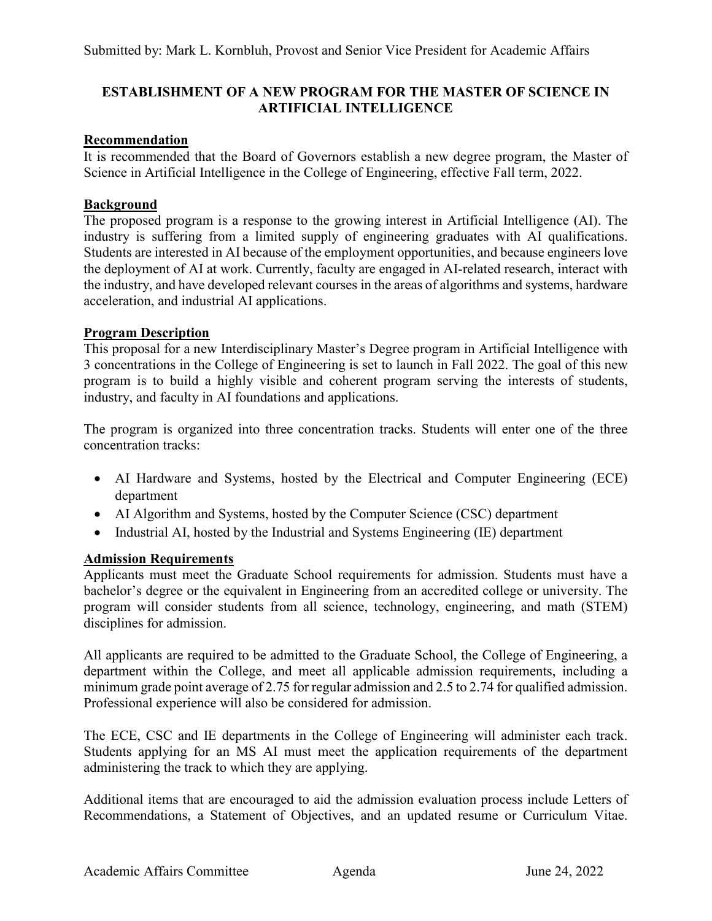Submitted by: Mark L. Kornbluh, Provost and Senior Vice President for Academic Affairs

# ESTABLISHMENT OF A NEW PROGRAM FOR THE MASTER OF SCIENCE IN ARTIFICIAL INTELLIGENCE

## Recommendation

It is recommended that the Board of Governors establish a new degree program, the Master of Science in Artificial Intelligence in the College of Engineering, effective Fall term, 2022.

## Background

The proposed program is a response to the growing interest in Artificial Intelligence (AI). The industry is suffering from a limited supply of engineering graduates with AI qualifications. Students are interested in AI because of the employment opportunities, and because engineers love the deployment of AI at work. Currently, faculty are engaged in AI-related research, interact with the industry, and have developed relevant courses in the areas of algorithms and systems, hardware acceleration, and industrial AI applications.

## Program Description

This proposal for a new Interdisciplinary Master's Degree program in Artificial Intelligence with 3 concentrations in the College of Engineering is set to launch in Fall 2022. The goal of this new program is to build a highly visible and coherent program serving the interests of students, industry, and faculty in AI foundations and applications.

The program is organized into three concentration tracks. Students will enter one of the three concentration tracks:

- AI Hardware and Systems, hosted by the Electrical and Computer Engineering (ECE) department
- AI Algorithm and Systems, hosted by the Computer Science (CSC) department
- Industrial AI, hosted by the Industrial and Systems Engineering (IE) department

## Admission Requirements

Applicants must meet the Graduate School requirements for admission. Students must have a bachelor's degree or the equivalent in Engineering from an accredited college or university. The program will consider students from all science, technology, engineering, and math (STEM) disciplines for admission.

All applicants are required to be admitted to the Graduate School, the College of Engineering, a department within the College, and meet all applicable admission requirements, including a minimum grade point average of 2.75 for regular admission and 2.5 to 2.74 for qualified admission. Professional experience will also be considered for admission.

The ECE, CSC and IE departments in the College of Engineering will administer each track. Students applying for an MS AI must meet the application requirements of the department administering the track to which they are applying.

Additional items that are encouraged to aid the admission evaluation process include Letters of Recommendations, a Statement of Objectives, and an updated resume or Curriculum Vitae.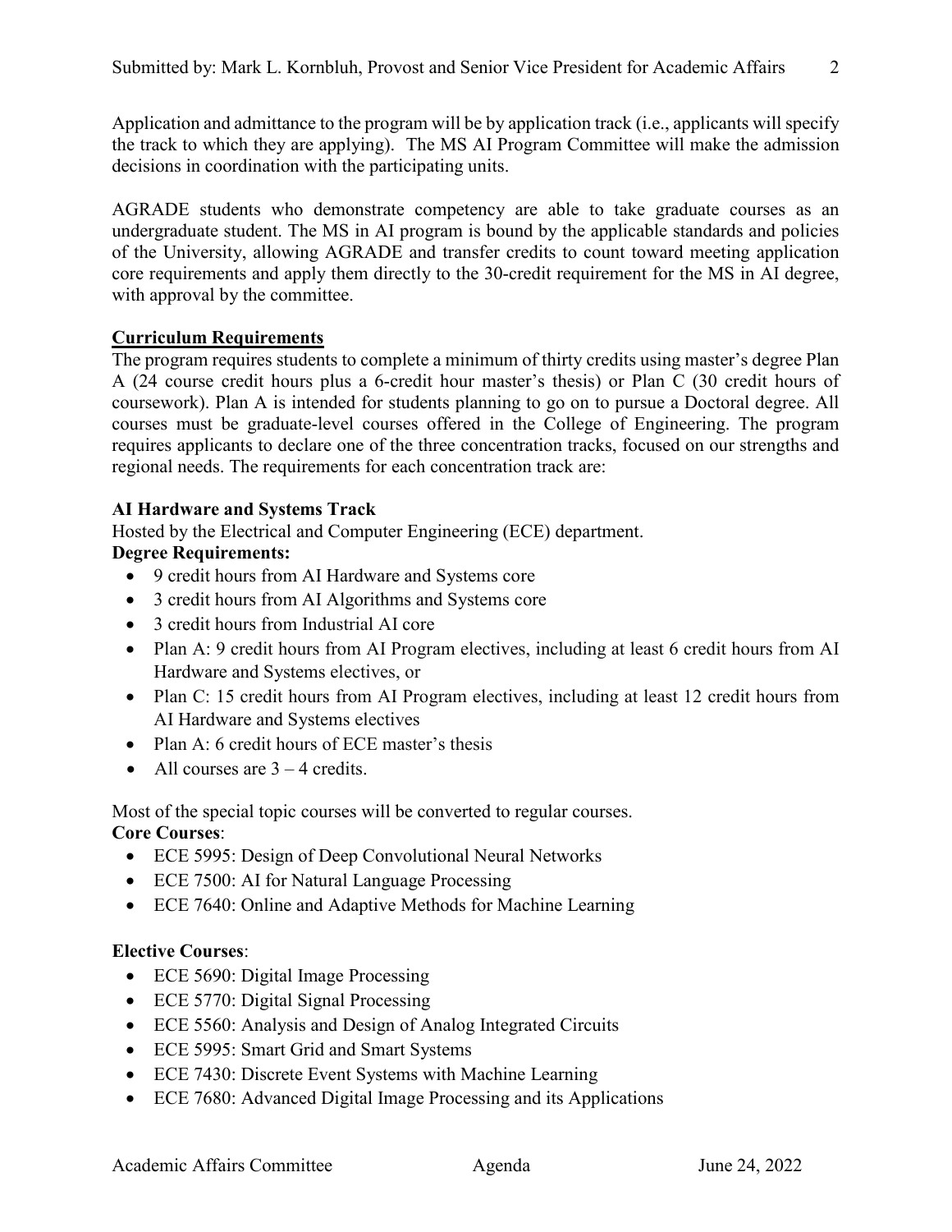Application and admittance to the program will be by application track (i.e., applicants will specify the track to which they are applying). The MS AI Program Committee will make the admission decisions in coordination with the participating units.

AGRADE students who demonstrate competency are able to take graduate courses as an undergraduate student. The MS in AI program is bound by the applicable standards and policies of the University, allowing AGRADE and transfer credits to count toward meeting application core requirements and apply them directly to the 30-credit requirement for the MS in AI degree, with approval by the committee.

## Curriculum Requirements

The program requires students to complete a minimum of thirty credits using master's degree Plan A (24 course credit hours plus a 6-credit hour master's thesis) or Plan C (30 credit hours of coursework). Plan A is intended for students planning to go on to pursue a Doctoral degree. All courses must be graduate-level courses offered in the College of Engineering. The program requires applicants to declare one of the three concentration tracks, focused on our strengths and regional needs. The requirements for each concentration track are:

### AI Hardware and Systems Track

Hosted by the Electrical and Computer Engineering (ECE) department.

**Degree Requirements:**

- 9 credit hours from AI Hardware and Systems core
- 3 credit hours from AI Algorithms and Systems core
- 3 credit hours from Industrial AI core
- Plan A: 9 credit hours from AI Program electives, including at least 6 credit hours from AI Hardware and Systems electives, or
- Plan C: 15 credit hours from AI Program electives, including at least 12 credit hours from AI Hardware and Systems electives
- Plan A: 6 credit hours of ECE master's thesis
- All courses are 3 – 4 credits.

Most of the special topic courses will be converted to regular courses.

**Core Courses**:

- ECE 5995: Design of Deep Convolutional Neural Networks
- ECE 7500: AI for Natural Language Processing
- ECE 7640: Online and Adaptive Methods for Machine Learning

**Elective Courses**:

- ECE 5690: Digital Image Processing
- ECE 5770: Digital Signal Processing
- ECE 5560: Analysis and Design of Analog Integrated Circuits
- ECE 5995: Smart Grid and Smart Systems
- ECE 7430: Discrete Event Systems with Machine Learning
- ECE 7680: Advanced Digital Image Processing and its Applications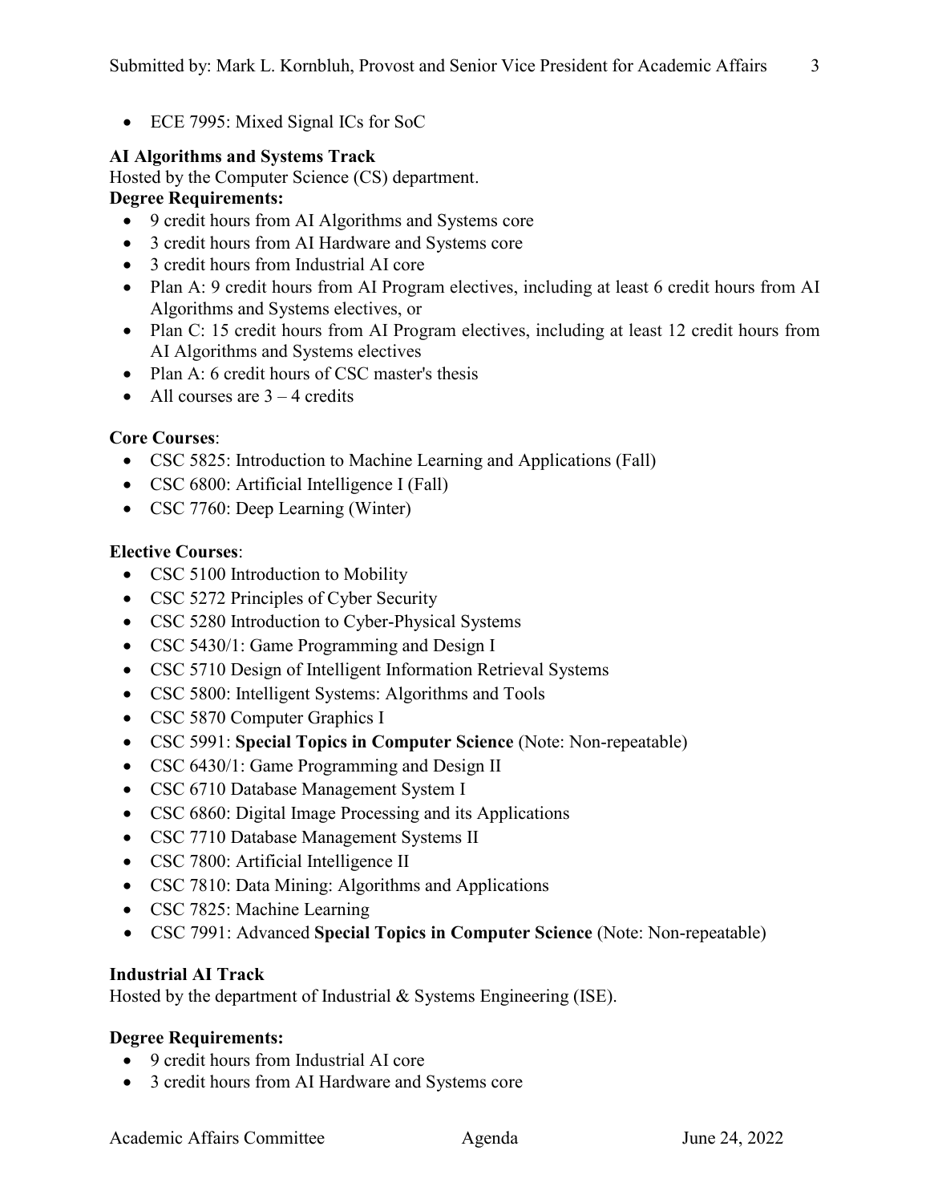- ECE 7995: Mixed Signal ICs for SoC

**AI Algorithms and Systems Track**
Hosted by the Computer Science (CS) department.
**Degree Requirements:**

- 9 credit hours from AI Algorithms and Systems core
- 3 credit hours from AI Hardware and Systems core
- 3 credit hours from Industrial AI core
- Plan A: 9 credit hours from AI Program electives, including at least 6 credit hours from AI Algorithms and Systems electives, or
- Plan C: 15 credit hours from AI Program electives, including at least 12 credit hours from AI Algorithms and Systems electives
- Plan A: 6 credit hours of CSC master's thesis
- All courses are 3 – 4 credits

**Core Courses**:

- CSC 5825: Introduction to Machine Learning and Applications (Fall)
- CSC 6800: Artificial Intelligence I (Fall)
- CSC 7760: Deep Learning (Winter)

**Elective Courses**:

- CSC 5100 Introduction to Mobility
- CSC 5272 Principles of Cyber Security
- CSC 5280 Introduction to Cyber-Physical Systems
- CSC 5430/1: Game Programming and Design I
- CSC 5710 Design of Intelligent Information Retrieval Systems
- CSC 5800: Intelligent Systems: Algorithms and Tools
- CSC 5870 Computer Graphics I
- CSC 5991: **Special Topics in Computer Science** (Note: Non-repeatable)
- CSC 6430/1: Game Programming and Design II
- CSC 6710 Database Management System I
- CSC 6860: Digital Image Processing and its Applications
- CSC 7710 Database Management Systems II
- CSC 7800: Artificial Intelligence II
- CSC 7810: Data Mining: Algorithms and Applications
- CSC 7825: Machine Learning
- CSC 7991: Advanced **Special Topics in Computer Science** (Note: Non-repeatable)

**Industrial AI Track**
Hosted by the department of Industrial & Systems Engineering (ISE).

**Degree Requirements:**

- 9 credit hours from Industrial AI core
- 3 credit hours from AI Hardware and Systems core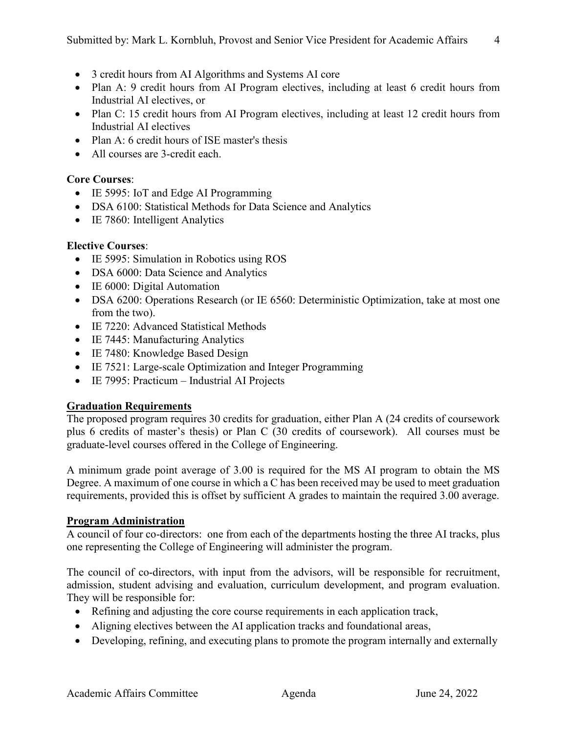- 3 credit hours from AI Algorithms and Systems AI core
- Plan A: 9 credit hours from AI Program electives, including at least 6 credit hours from Industrial AI electives, or
- Plan C: 15 credit hours from AI Program electives, including at least 12 credit hours from Industrial AI electives
- Plan A: 6 credit hours of ISE master's thesis
- All courses are 3-credit each.

**Core Courses**:

- IE 5995: IoT and Edge AI Programming
- DSA 6100: Statistical Methods for Data Science and Analytics
- IE 7860: Intelligent Analytics

**Elective Courses**:

- IE 5995: Simulation in Robotics using ROS
- DSA 6000: Data Science and Analytics
- IE 6000: Digital Automation
- DSA 6200: Operations Research (or IE 6560: Deterministic Optimization, take at most one from the two).
- IE 7220: Advanced Statistical Methods
- IE 7445: Manufacturing Analytics
- IE 7480: Knowledge Based Design
- IE 7521: Large-scale Optimization and Integer Programming
- IE 7995: Practicum – Industrial AI Projects

## Graduation Requirements

The proposed program requires 30 credits for graduation, either Plan A (24 credits of coursework plus 6 credits of master's thesis) or Plan C (30 credits of coursework). All courses must be graduate-level courses offered in the College of Engineering.

A minimum grade point average of 3.00 is required for the MS AI program to obtain the MS Degree. A maximum of one course in which a C has been received may be used to meet graduation requirements, provided this is offset by sufficient A grades to maintain the required 3.00 average.

## Program Administration

A council of four co-directors: one from each of the departments hosting the three AI tracks, plus one representing the College of Engineering will administer the program.

The council of co-directors, with input from the advisors, will be responsible for recruitment, admission, student advising and evaluation, curriculum development, and program evaluation. They will be responsible for:

- Refining and adjusting the core course requirements in each application track,
- Aligning electives between the AI application tracks and foundational areas,
- Developing, refining, and executing plans to promote the program internally and externally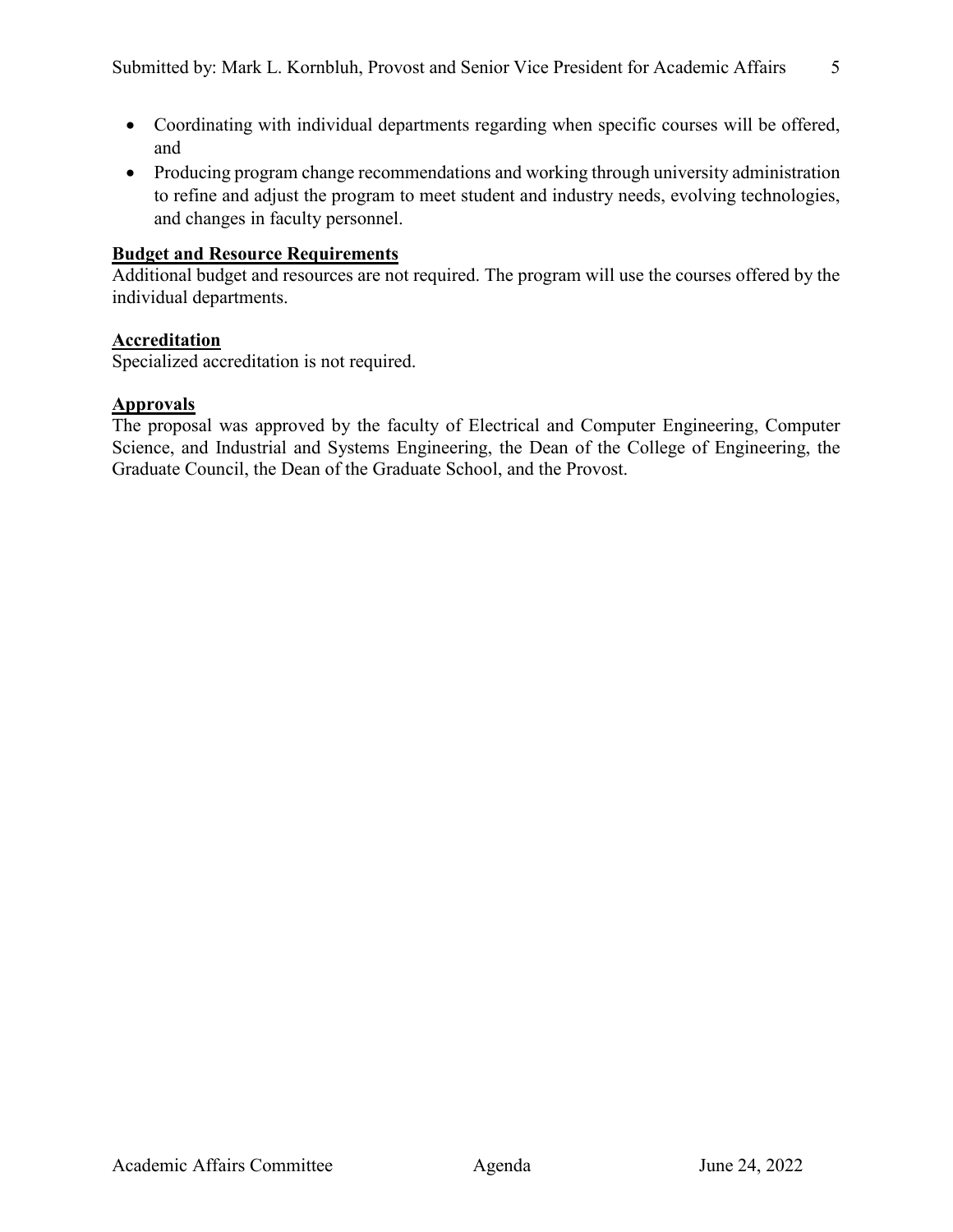- Coordinating with individual departments regarding when specific courses will be offered, and
- Producing program change recommendations and working through university administration to refine and adjust the program to meet student and industry needs, evolving technologies, and changes in faculty personnel.

**Budget and Resource Requirements**

Additional budget and resources are not required. The program will use the courses offered by the individual departments.

**Accreditation**

Specialized accreditation is not required.

**Approvals**

The proposal was approved by the faculty of Electrical and Computer Engineering, Computer Science, and Industrial and Systems Engineering, the Dean of the College of Engineering, the Graduate Council, the Dean of the Graduate School, and the Provost.